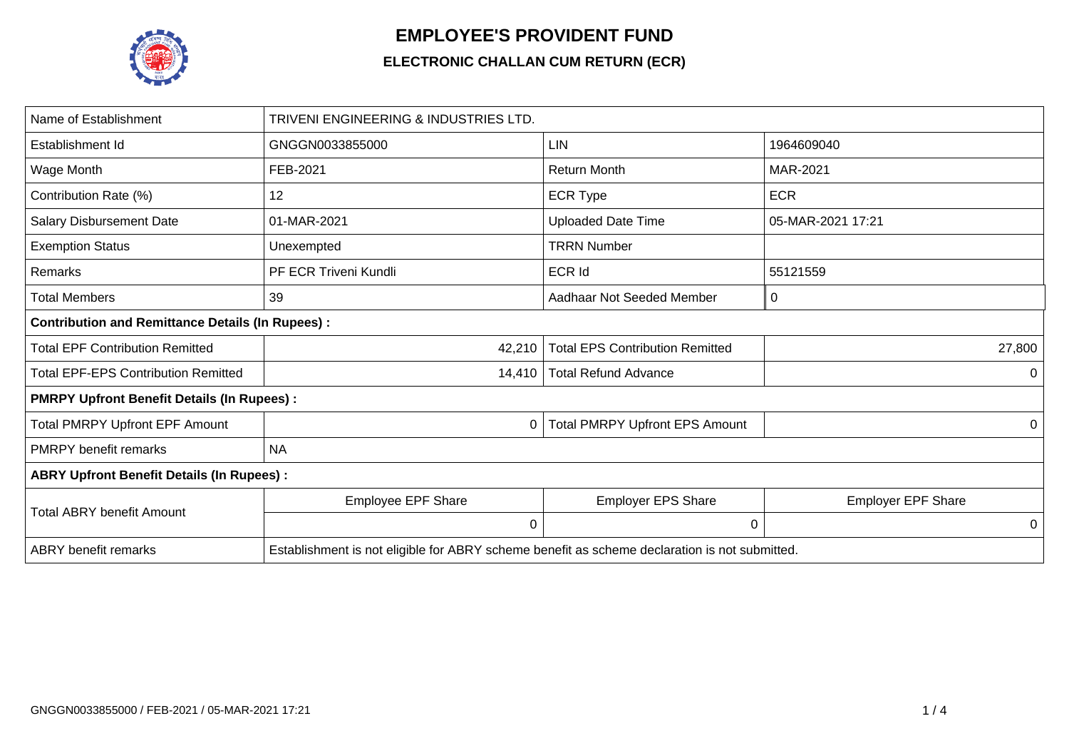# EMPLOYEE'S PROVIDENT FUND

## ELECTRONIC CHALLAN CUM RETURN (ECR)

| Name of Establishment | TRIVENI ENGINEERING & INDUSTRIES LTD. | | |
|---|---|---|---|
| Establishment Id | GNGGN0033855000 | LIN | 1964609040 |
| Wage Month | FEB-2021 | Return Month | MAR-2021 |
| Contribution Rate (%) | 12 | ECR Type | ECR |
| Salary Disbursement Date | 01-MAR-2021 | Uploaded Date Time | 05-MAR-2021 17:21 |
| Exemption Status | Unexempted | TRRN Number | |
| Remarks | PF ECR Triveni Kundli | ECR Id | 55121559 |
| Total Members | 39 | Aadhaar Not Seeded Member | 0 |
| **Contribution and Remittance Details (In Rupees) :** | | | |
| Total EPF Contribution Remitted | 42,210 | Total EPS Contribution Remitted | 27,800 |
| Total EPF-EPS Contribution Remitted | 14,410 | Total Refund Advance | 0 |
| **PMRPY Upfront Benefit Details (In Rupees) :** | | | |
| Total PMRPY Upfront EPF Amount | 0 | Total PMRPY Upfront EPS Amount | 0 |
| PMRPY benefit remarks | NA | | |
| **ABRY Upfront Benefit Details (In Rupees) :** | | | |
| Total ABRY benefit Amount | Employee EPF Share | Employer EPS Share | Employer EPF Share |
| | 0 | 0 | 0 |
| ABRY benefit remarks | Establishment is not eligible for ABRY scheme benefit as scheme declaration is not submitted. | | |

GNGGN0033855000 / FEB-2021 / 05-MAR-2021 17:21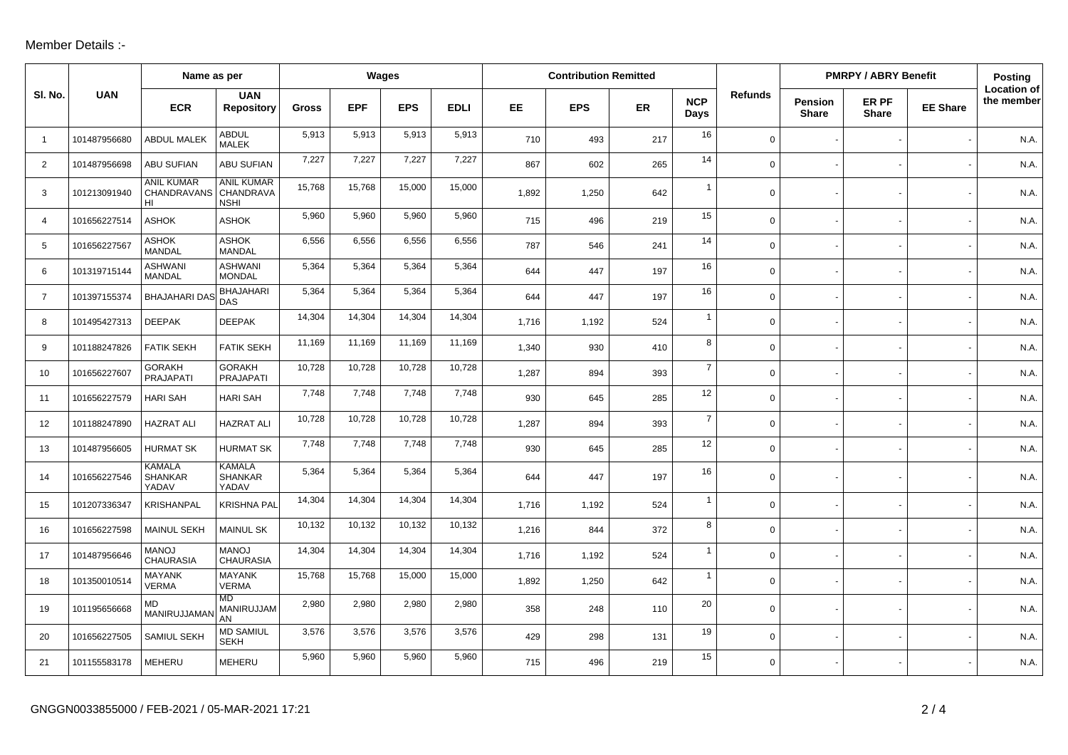Member Details :-

| Sl. No. | UAN | Name as per | | Wages | | | | Contribution Remitted | | | | Refunds | PMRPY / ABRY Benefit | | | Posting Location of the member |
|---|---|---|---|---|---|---|---|---|---|---|---|---|---|---|---|---|
| | | ECR | UAN Repository | Gross | EPF | EPS | EDLI | EE | EPS | ER | NCP Days | | Pension Share | ER PF Share | EE Share | |
| 1 | 101487956680 | ABDUL MALEK | ABDUL MALEK | 5,913 | 5,913 | 5,913 | 5,913 | 710 | 493 | 217 | 16 | 0 | - | - | - | N.A. |
| 2 | 101487956698 | ABU SUFIAN | ABU SUFIAN | 7,227 | 7,227 | 7,227 | 7,227 | 867 | 602 | 265 | 14 | 0 | - | - | - | N.A. |
| 3 | 101213091940 | ANIL KUMAR CHANDRAVANSHI | ANIL KUMAR CHANDRAVANSHI | 15,768 | 15,768 | 15,000 | 15,000 | 1,892 | 1,250 | 642 | 1 | 0 | - | - | - | N.A. |
| 4 | 101656227514 | ASHOK | ASHOK | 5,960 | 5,960 | 5,960 | 5,960 | 715 | 496 | 219 | 15 | 0 | - | - | - | N.A. |
| 5 | 101656227567 | ASHOK MANDAL | ASHOK MANDAL | 6,556 | 6,556 | 6,556 | 6,556 | 787 | 546 | 241 | 14 | 0 | - | - | - | N.A. |
| 6 | 101319715144 | ASHWANI MANDAL | ASHWANI MONDAL | 5,364 | 5,364 | 5,364 | 5,364 | 644 | 447 | 197 | 16 | 0 | - | - | - | N.A. |
| 7 | 101397155374 | BHAJAHARI DAS | BHAJAHARI DAS | 5,364 | 5,364 | 5,364 | 5,364 | 644 | 447 | 197 | 16 | 0 | - | - | - | N.A. |
| 8 | 101495427313 | DEEPAK | DEEPAK | 14,304 | 14,304 | 14,304 | 14,304 | 1,716 | 1,192 | 524 | 1 | 0 | - | - | - | N.A. |
| 9 | 101188247826 | FATIK SEKH | FATIK SEKH | 11,169 | 11,169 | 11,169 | 11,169 | 1,340 | 930 | 410 | 8 | 0 | - | - | - | N.A. |
| 10 | 101656227607 | GORAKH PRAJAPATI | GORAKH PRAJAPATI | 10,728 | 10,728 | 10,728 | 10,728 | 1,287 | 894 | 393 | 7 | 0 | - | - | - | N.A. |
| 11 | 101656227579 | HARI SAH | HARI SAH | 7,748 | 7,748 | 7,748 | 7,748 | 930 | 645 | 285 | 12 | 0 | - | - | - | N.A. |
| 12 | 101188247890 | HAZRAT ALI | HAZRAT ALI | 10,728 | 10,728 | 10,728 | 10,728 | 1,287 | 894 | 393 | 7 | 0 | - | - | - | N.A. |
| 13 | 101487956605 | HURMAT SK | HURMAT SK | 7,748 | 7,748 | 7,748 | 7,748 | 930 | 645 | 285 | 12 | 0 | - | - | - | N.A. |
| 14 | 101656227546 | KAMALA SHANKAR YADAV | KAMALA SHANKAR YADAV | 5,364 | 5,364 | 5,364 | 5,364 | 644 | 447 | 197 | 16 | 0 | - | - | - | N.A. |
| 15 | 101207336347 | KRISHANPAL | KRISHNA PAL | 14,304 | 14,304 | 14,304 | 14,304 | 1,716 | 1,192 | 524 | 1 | 0 | - | - | - | N.A. |
| 16 | 101656227598 | MAINUL SEKH | MAINUL SK | 10,132 | 10,132 | 10,132 | 10,132 | 1,216 | 844 | 372 | 8 | 0 | - | - | - | N.A. |
| 17 | 101487956646 | MANOJ CHAURASIA | MANOJ CHAURASIA | 14,304 | 14,304 | 14,304 | 14,304 | 1,716 | 1,192 | 524 | 1 | 0 | - | - | - | N.A. |
| 18 | 101350010514 | MAYANK VERMA | MAYANK VERMA | 15,768 | 15,768 | 15,000 | 15,000 | 1,892 | 1,250 | 642 | 1 | 0 | - | - | - | N.A. |
| 19 | 101195656668 | MD MANIRUJJAMAN | MD MANIRUJJAMAN | 2,980 | 2,980 | 2,980 | 2,980 | 358 | 248 | 110 | 20 | 0 | - | - | - | N.A. |
| 20 | 101656227505 | SAMIUL SEKH | MD SAMIUL SEKH | 3,576 | 3,576 | 3,576 | 3,576 | 429 | 298 | 131 | 19 | 0 | - | - | - | N.A. |
| 21 | 101155583178 | MEHERU | MEHERU | 5,960 | 5,960 | 5,960 | 5,960 | 715 | 496 | 219 | 15 | 0 | - | - | - | N.A. |

GNGGN0033855000 / FEB-2021 / 05-MAR-2021 17:21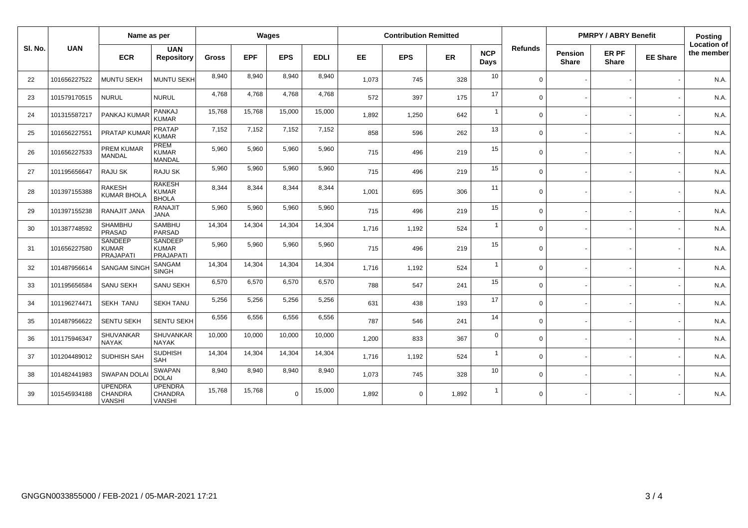| Sl. No. | UAN | Name as per | | Wages | | | | Contribution Remitted | | | | Refunds | PMRPY / ABRY Benefit | | | Posting Location of the member |
|---|---|---|---|---|---|---|---|---|---|---|---|---|---|---|---|---|
| | | ECR | UAN Repository | Gross | EPF | EPS | EDLI | EE | EPS | ER | NCP Days | | Pension Share | ER PF Share | EE Share | |
| 22 | 101656227522 | MUNTU SEKH | MUNTU SEKH | 8,940 | 8,940 | 8,940 | 8,940 | 1,073 | 745 | 328 | 10 | 0 | - | - | - | N.A. |
| 23 | 101579170515 | NURUL | NURUL | 4,768 | 4,768 | 4,768 | 4,768 | 572 | 397 | 175 | 17 | 0 | - | - | - | N.A. |
| 24 | 101315587217 | PANKAJ KUMAR | PANKAJ KUMAR | 15,768 | 15,768 | 15,000 | 15,000 | 1,892 | 1,250 | 642 | 1 | 0 | - | - | - | N.A. |
| 25 | 101656227551 | PRATAP KUMAR | PRATAP KUMAR | 7,152 | 7,152 | 7,152 | 7,152 | 858 | 596 | 262 | 13 | 0 | - | - | - | N.A. |
| 26 | 101656227533 | PREM KUMAR MANDAL | PREM KUMAR MANDAL | 5,960 | 5,960 | 5,960 | 5,960 | 715 | 496 | 219 | 15 | 0 | - | - | - | N.A. |
| 27 | 101195656647 | RAJU SK | RAJU SK | 5,960 | 5,960 | 5,960 | 5,960 | 715 | 496 | 219 | 15 | 0 | - | - | - | N.A. |
| 28 | 101397155388 | RAKESH KUMAR BHOLA | RAKESH KUMAR BHOLA | 8,344 | 8,344 | 8,344 | 8,344 | 1,001 | 695 | 306 | 11 | 0 | - | - | - | N.A. |
| 29 | 101397155238 | RANAJIT JANA | RANAJIT JANA | 5,960 | 5,960 | 5,960 | 5,960 | 715 | 496 | 219 | 15 | 0 | - | - | - | N.A. |
| 30 | 101387748592 | SHAMBHU PRASAD | SAMBHU PARSAD | 14,304 | 14,304 | 14,304 | 14,304 | 1,716 | 1,192 | 524 | 1 | 0 | - | - | - | N.A. |
| 31 | 101656227580 | SANDEEP KUMAR PRAJAPATI | SANDEEP KUMAR PRAJAPATI | 5,960 | 5,960 | 5,960 | 5,960 | 715 | 496 | 219 | 15 | 0 | - | - | - | N.A. |
| 32 | 101487956614 | SANGAM SINGH | SANGAM SINGH | 14,304 | 14,304 | 14,304 | 14,304 | 1,716 | 1,192 | 524 | 1 | 0 | - | - | - | N.A. |
| 33 | 101195656584 | SANU SEKH | SANU SEKH | 6,570 | 6,570 | 6,570 | 6,570 | 788 | 547 | 241 | 15 | 0 | - | - | - | N.A. |
| 34 | 101196274471 | SEKH TANU | SEKH TANU | 5,256 | 5,256 | 5,256 | 5,256 | 631 | 438 | 193 | 17 | 0 | - | - | - | N.A. |
| 35 | 101487956622 | SENTU SEKH | SENTU SEKH | 6,556 | 6,556 | 6,556 | 6,556 | 787 | 546 | 241 | 14 | 0 | - | - | - | N.A. |
| 36 | 101175946347 | SHUVANKAR NAYAK | SHUVANKAR NAYAK | 10,000 | 10,000 | 10,000 | 10,000 | 1,200 | 833 | 367 | 0 | 0 | - | - | - | N.A. |
| 37 | 101204489012 | SUDHISH SAH | SUDHISH SAH | 14,304 | 14,304 | 14,304 | 14,304 | 1,716 | 1,192 | 524 | 1 | 0 | - | - | - | N.A. |
| 38 | 101482441983 | SWAPAN DOLAI | SWAPAN DOLAI | 8,940 | 8,940 | 8,940 | 8,940 | 1,073 | 745 | 328 | 10 | 0 | - | - | - | N.A. |
| 39 | 101545934188 | UPENDRA CHANDRA VANSHI | UPENDRA CHANDRA VANSHI | 15,768 | 15,768 | 0 | 15,000 | 1,892 | 0 | 1,892 | 1 | 0 | - | - | - | N.A. |

GNGGN0033855000 / FEB-2021 / 05-MAR-2021 17:21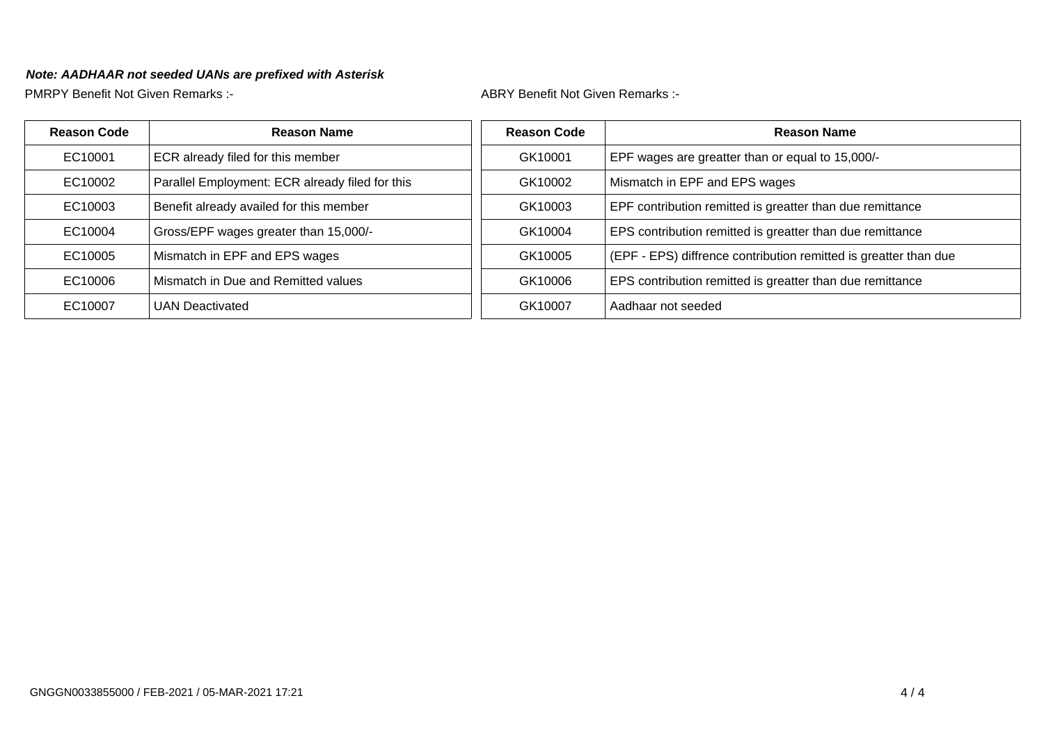***Note: AADHAAR not seeded UANs are prefixed with Asterisk***

PMRPY Benefit Not Given Remarks :-

| Reason Code | Reason Name |
| --- | --- |
| EC10001 | ECR already filed for this member |
| EC10002 | Parallel Employment: ECR already filed for this |
| EC10003 | Benefit already availed for this member |
| EC10004 | Gross/EPF wages greater than 15,000/- |
| EC10005 | Mismatch in EPF and EPS wages |
| EC10006 | Mismatch in Due and Remitted values |
| EC10007 | UAN Deactivated |

ABRY Benefit Not Given Remarks :-

| Reason Code | Reason Name |
| --- | --- |
| GK10001 | EPF wages are greatter than or equal to 15,000/- |
| GK10002 | Mismatch in EPF and EPS wages |
| GK10003 | EPF contribution remitted is greatter than due remittance |
| GK10004 | EPS contribution remitted is greatter than due remittance |
| GK10005 | (EPF - EPS) diffrence contribution remitted is greatter than due |
| GK10006 | EPS contribution remitted is greatter than due remittance |
| GK10007 | Aadhaar not seeded |

GNGGN0033855000 / FEB-2021 / 05-MAR-2021 17:21